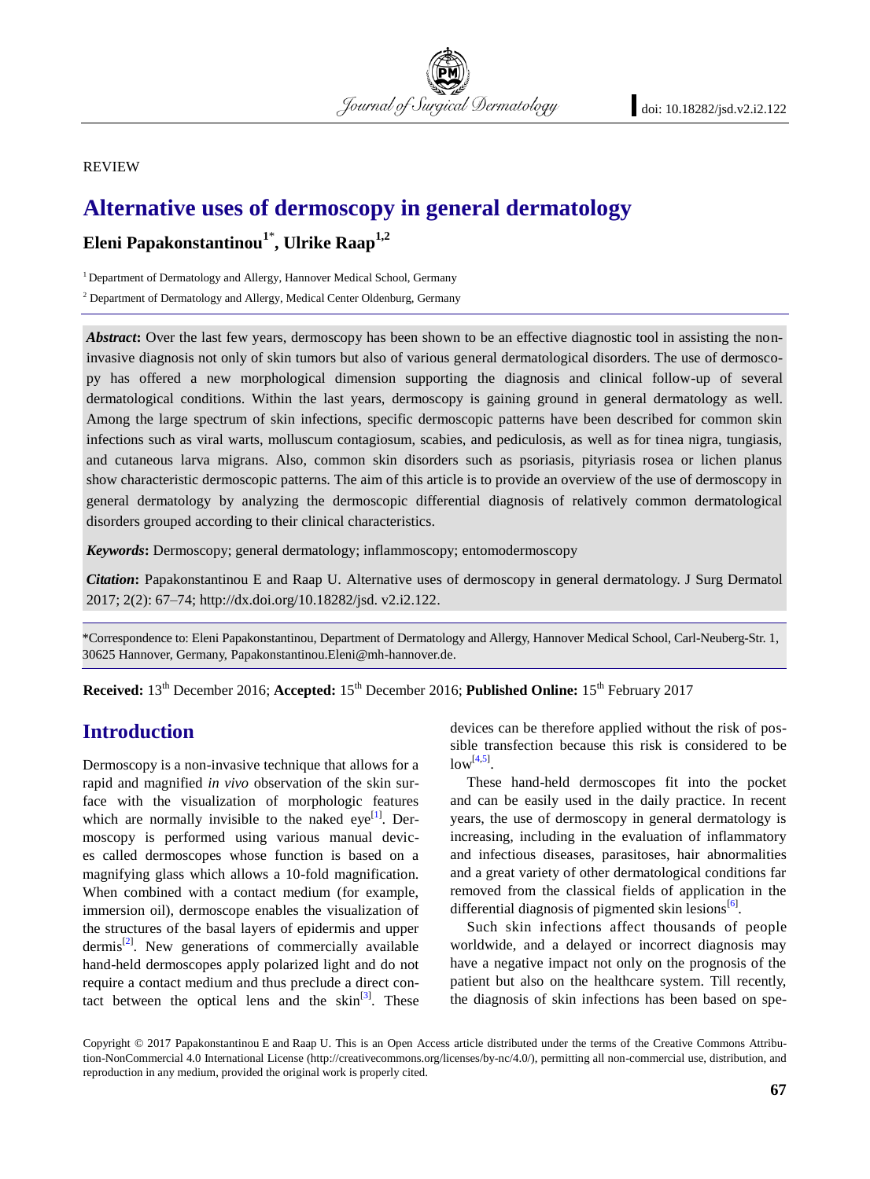REVIEW

# Alternative uses of dermoscopy in general dermatology

**Eleni Papakonstantinou[1]*, Ulrike Raap[1,2]**

[1] Department of Dermatology and Allergy, Hannover Medical School, Germany

[2] Department of Dermatology and Allergy, Medical Center Oldenburg, Germany

***Abstract*:** Over the last few years, dermoscopy has been shown to be an effective diagnostic tool in assisting the non-invasive diagnosis not only of skin tumors but also of various general dermatological disorders. The use of dermoscopy has offered a new morphological dimension supporting the diagnosis and clinical follow-up of several dermatological conditions. Within the last years, dermoscopy is gaining ground in general dermatology as well. Among the large spectrum of skin infections, specific dermoscopic patterns have been described for common skin infections such as viral warts, molluscum contagiosum, scabies, and pediculosis, as well as for tinea nigra, tungiasis, and cutaneous larva migrans. Also, common skin disorders such as psoriasis, pityriasis rosea or lichen planus show characteristic dermoscopic patterns. The aim of this article is to provide an overview of the use of dermoscopy in general dermatology by analyzing the dermoscopic differential diagnosis of relatively common dermatological disorders grouped according to their clinical characteristics.

***Keywords*:** Dermoscopy; general dermatology; inflammoscopy; entomodermoscopy

***Citation*:** Papakonstantinou E and Raap U. Alternative uses of dermoscopy in general dermatology. J Surg Dermatol 2017; 2(2): 67–74; http://dx.doi.org/10.18282/jsd. v2.i2.122.

*Correspondence to: Eleni Papakonstantinou, Department of Dermatology and Allergy, Hannover Medical School, Carl-Neuberg-Str. 1, 30625 Hannover, Germany, Papakonstantinou.Eleni@mh-hannover.de.

**Received:** 13th December 2016; **Accepted:** 15th December 2016; **Published Online:** 15th February 2017

## Introduction

Dermoscopy is a non-invasive technique that allows for a rapid and magnified *in vivo* observation of the skin surface with the visualization of morphologic features which are normally invisible to the naked eye[1]. Dermoscopy is performed using various manual devices called dermoscopes whose function is based on a magnifying glass which allows a 10-fold magnification. When combined with a contact medium (for example, immersion oil), dermoscope enables the visualization of the structures of the basal layers of epidermis and upper dermis[2]. New generations of commercially available hand-held dermoscopes apply polarized light and do not require a contact medium and thus preclude a direct contact between the optical lens and the skin[3]. These devices can be therefore applied without the risk of possible transfection because this risk is considered to be low[4,5].

These hand-held dermoscopes fit into the pocket and can be easily used in the daily practice. In recent years, the use of dermoscopy in general dermatology is increasing, including in the evaluation of inflammatory and infectious diseases, parasitoses, hair abnormalities and a great variety of other dermatological conditions far removed from the classical fields of application in the differential diagnosis of pigmented skin lesions[6].

Such skin infections affect thousands of people worldwide, and a delayed or incorrect diagnosis may have a negative impact not only on the prognosis of the patient but also on the healthcare system. Till recently, the diagnosis of skin infections has been based on spe-

Copyright © 2017 Papakonstantinou E and Raap U. This is an Open Access article distributed under the terms of the Creative Commons Attribution-NonCommercial 4.0 International License (http://creativecommons.org/licenses/by-nc/4.0/), permitting all non-commercial use, distribution, and reproduction in any medium, provided the original work is properly cited.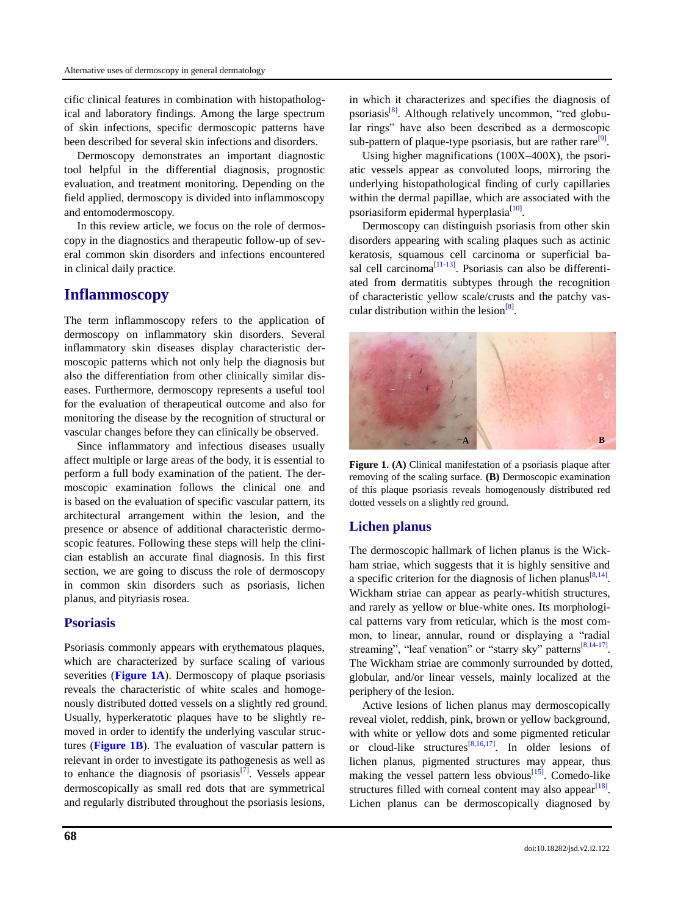cific clinical features in combination with histopathological and laboratory findings. Among the large spectrum of skin infections, specific dermoscopic patterns have been described for several skin infections and disorders.

Dermoscopy demonstrates an important diagnostic tool helpful in the differential diagnosis, prognostic evaluation, and treatment monitoring. Depending on the field applied, dermoscopy is divided into inflammoscopy and entomodermoscopy.

In this review article, we focus on the role of dermoscopy in the diagnostics and therapeutic follow-up of several common skin disorders and infections encountered in clinical daily practice.

## Inflammoscopy

The term inflammoscopy refers to the application of dermoscopy on inflammatory skin disorders. Several inflammatory skin diseases display characteristic dermoscopic patterns which not only help the diagnosis but also the differentiation from other clinically similar diseases. Furthermore, dermoscopy represents a useful tool for the evaluation of therapeutical outcome and also for monitoring the disease by the recognition of structural or vascular changes before they can clinically be observed.

Since inflammatory and infectious diseases usually affect multiple or large areas of the body, it is essential to perform a full body examination of the patient. The dermoscopic examination follows the clinical one and is based on the evaluation of specific vascular pattern, its architectural arrangement within the lesion, and the presence or absence of additional characteristic dermoscopic features. Following these steps will help the clinician establish an accurate final diagnosis. In this first section, we are going to discuss the role of dermoscopy in common skin disorders such as psoriasis, lichen planus, and pityriasis rosea.

### Psoriasis

Psoriasis commonly appears with erythematous plaques, which are characterized by surface scaling of various severities (**Figure 1A**). Dermoscopy of plaque psoriasis reveals the characteristic of white scales and homogenously distributed dotted vessels on a slightly red ground. Usually, hyperkeratotic plaques have to be slightly removed in order to identify the underlying vascular structures (**Figure 1B**). The evaluation of vascular pattern is relevant in order to investigate its pathogenesis as well as to enhance the diagnosis of psoriasis[7]. Vessels appear dermoscopically as small red dots that are symmetrical and regularly distributed throughout the psoriasis lesions, in which it characterizes and specifies the diagnosis of psoriasis[8]. Although relatively uncommon, "red globular rings" have also been described as a dermoscopic sub-pattern of plaque-type psoriasis, but are rather rare[9].

Using higher magnifications (100X–400X), the psoriatic vessels appear as convoluted loops, mirroring the underlying histopathological finding of curly capillaries within the dermal papillae, which are associated with the psoriasiform epidermal hyperplasia[10].

Dermoscopy can distinguish psoriasis from other skin disorders appearing with scaling plaques such as actinic keratosis, squamous cell carcinoma or superficial basal cell carcinoma[11-13]. Psoriasis can also be differentiated from dermatitis subtypes through the recognition of characteristic yellow scale/crusts and the patchy vascular distribution within the lesion[8].

**Figure 1. (A)** Clinical manifestation of a psoriasis plaque after removing of the scaling surface. **(B)** Dermoscopic examination of this plaque psoriasis reveals homogenously distributed red dotted vessels on a slightly red ground.

### Lichen planus

The dermoscopic hallmark of lichen planus is the Wickham striae, which suggests that it is highly sensitive and a specific criterion for the diagnosis of lichen planus[8,14]. Wickham striae can appear as pearly-whitish structures, and rarely as yellow or blue-white ones. Its morphological patterns vary from reticular, which is the most common, to linear, annular, round or displaying a "radial streaming", "leaf venation" or "starry sky" patterns[8,14-17]. The Wickham striae are commonly surrounded by dotted, globular, and/or linear vessels, mainly localized at the periphery of the lesion.

Active lesions of lichen planus may dermoscopically reveal violet, reddish, pink, brown or yellow background, with white or yellow dots and some pigmented reticular or cloud-like structures[8,16,17]. In older lesions of lichen planus, pigmented structures may appear, thus making the vessel pattern less obvious[15]. Comedo-like structures filled with corneal content may also appear[18]. Lichen planus can be dermoscopically diagnosed by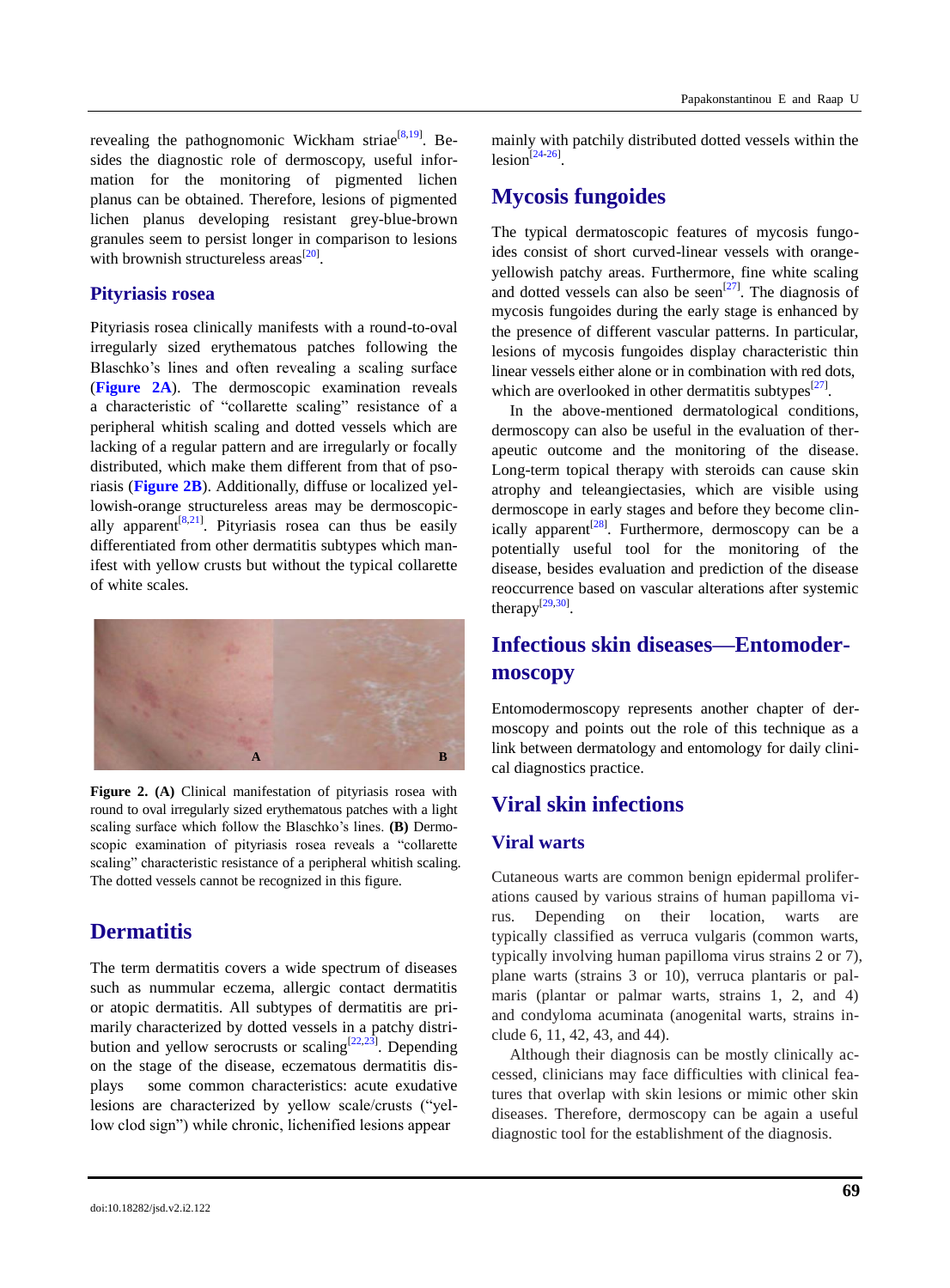revealing the pathognomonic Wickham striae[8,19]. Besides the diagnostic role of dermoscopy, useful information for the monitoring of pigmented lichen planus can be obtained. Therefore, lesions of pigmented lichen planus developing resistant grey-blue-brown granules seem to persist longer in comparison to lesions with brownish structureless areas[20].

### Pityriasis rosea

Pityriasis rosea clinically manifests with a round-to-oval irregularly sized erythematous patches following the Blaschko's lines and often revealing a scaling surface (**Figure 2A**). The dermoscopic examination reveals a characteristic of "collarette scaling" resistance of a peripheral whitish scaling and dotted vessels which are lacking of a regular pattern and are irregularly or focally distributed, which make them different from that of psoriasis (**Figure 2B**). Additionally, diffuse or localized yellowish-orange structureless areas may be dermoscopically apparent[8,21]. Pityriasis rosea can thus be easily differentiated from other dermatitis subtypes which manifest with yellow crusts but without the typical collarette of white scales.

**Figure 2. (A)** Clinical manifestation of pityriasis rosea with round to oval irregularly sized erythematous patches with a light scaling surface which follow the Blaschko's lines. **(B)** Dermoscopic examination of pityriasis rosea reveals a "collarette scaling" characteristic resistance of a peripheral whitish scaling. The dotted vessels cannot be recognized in this figure.

## Dermatitis

The term dermatitis covers a wide spectrum of diseases such as nummular eczema, allergic contact dermatitis or atopic dermatitis. All subtypes of dermatitis are primarily characterized by dotted vessels in a patchy distribution and yellow serocrusts or scaling[22,23]. Depending on the stage of the disease, eczematous dermatitis displays some common characteristics: acute exudative lesions are characterized by yellow scale/crusts ("yellow clod sign") while chronic, lichenified lesions appear mainly with patchily distributed dotted vessels within the lesion[24-26].

## Mycosis fungoides

The typical dermatoscopic features of mycosis fungoides consist of short curved-linear vessels with orange-yellowish patchy areas. Furthermore, fine white scaling and dotted vessels can also be seen[27]. The diagnosis of mycosis fungoides during the early stage is enhanced by the presence of different vascular patterns. In particular, lesions of mycosis fungoides display characteristic thin linear vessels either alone or in combination with red dots, which are overlooked in other dermatitis subtypes[27].

In the above-mentioned dermatological conditions, dermoscopy can also be useful in the evaluation of therapeutic outcome and the monitoring of the disease. Long-term topical therapy with steroids can cause skin atrophy and teleangiectasies, which are visible using dermoscope in early stages and before they become clinically apparent[28]. Furthermore, dermoscopy can be a potentially useful tool for the monitoring of the disease, besides evaluation and prediction of the disease reoccurrence based on vascular alterations after systemic therapy[29,30].

## Infectious skin diseases—Entomodermoscopy

Entomodermoscopy represents another chapter of dermoscopy and points out the role of this technique as a link between dermatology and entomology for daily clinical diagnostics practice.

## Viral skin infections

### Viral warts

Cutaneous warts are common benign epidermal proliferations caused by various strains of human papilloma virus. Depending on their location, warts are typically classified as verruca vulgaris (common warts, typically involving human papilloma virus strains 2 or 7), plane warts (strains 3 or 10), verruca plantaris or palmaris (plantar or palmar warts, strains 1, 2, and 4) and condyloma acuminata (anogenital warts, strains include 6, 11, 42, 43, and 44).

Although their diagnosis can be mostly clinically accessed, clinicians may face difficulties with clinical features that overlap with skin lesions or mimic other skin diseases. Therefore, dermoscopy can be again a useful diagnostic tool for the establishment of the diagnosis.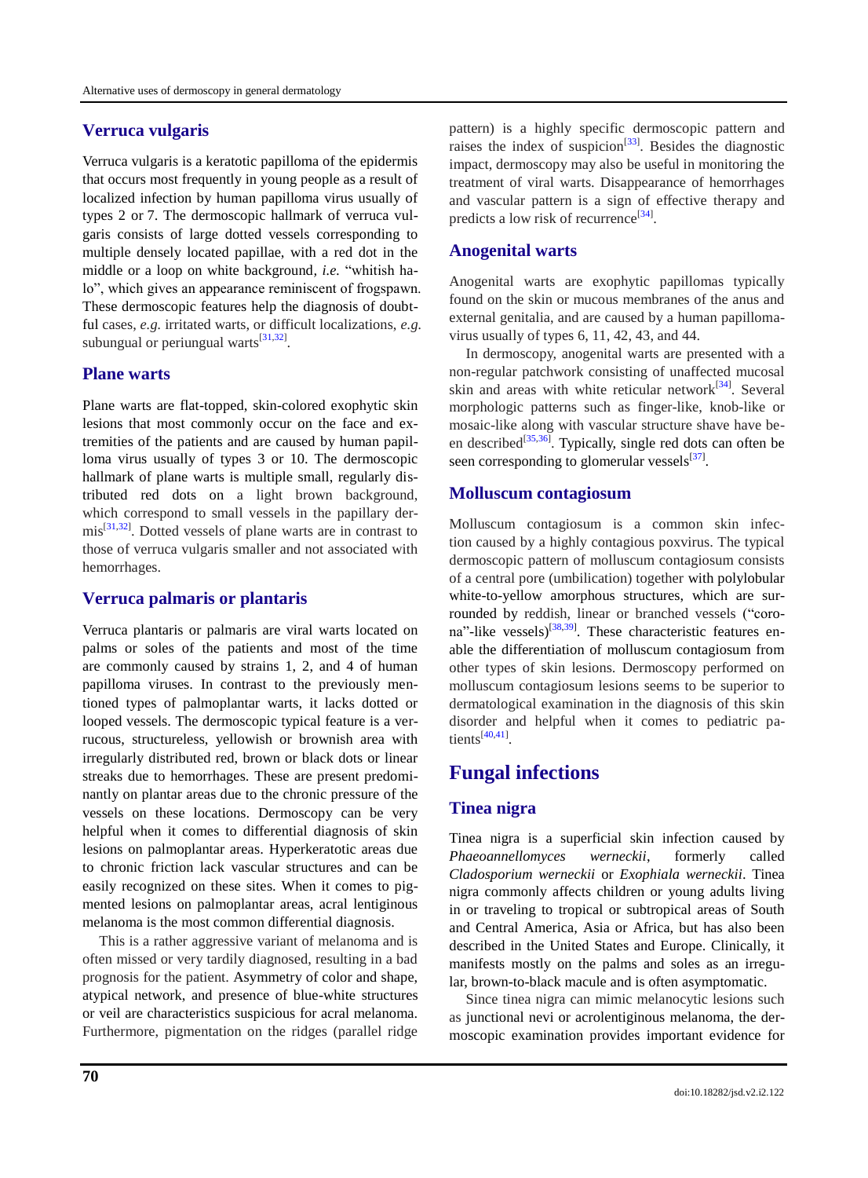## Verruca vulgaris

Verruca vulgaris is a keratotic papilloma of the epidermis that occurs most frequently in young people as a result of localized infection by human papilloma virus usually of types 2 or 7. The dermoscopic hallmark of verruca vulgaris consists of large dotted vessels corresponding to multiple densely located papillae, with a red dot in the middle or a loop on white background, *i.e.* "whitish halo", which gives an appearance reminiscent of frogspawn. These dermoscopic features help the diagnosis of doubtful cases, *e.g.* irritated warts, or difficult localizations, *e.g.* subungual or periungual warts[31,32].

## Plane warts

Plane warts are flat-topped, skin-colored exophytic skin lesions that most commonly occur on the face and extremities of the patients and are caused by human papilloma virus usually of types 3 or 10. The dermoscopic hallmark of plane warts is multiple small, regularly distributed red dots on a light brown background, which correspond to small vessels in the papillary dermis[31,32]. Dotted vessels of plane warts are in contrast to those of verruca vulgaris smaller and not associated with hemorrhages.

## Verruca palmaris or plantaris

Verruca plantaris or palmaris are viral warts located on palms or soles of the patients and most of the time are commonly caused by strains 1, 2, and 4 of human papilloma viruses. In contrast to the previously mentioned types of palmoplantar warts, it lacks dotted or looped vessels. The dermoscopic typical feature is a verrucous, structureless, yellowish or brownish area with irregularly distributed red, brown or black dots or linear streaks due to hemorrhages. These are present predominantly on plantar areas due to the chronic pressure of the vessels on these locations. Dermoscopy can be very helpful when it comes to differential diagnosis of skin lesions on palmoplantar areas. Hyperkeratotic areas due to chronic friction lack vascular structures and can be easily recognized on these sites. When it comes to pigmented lesions on palmoplantar areas, acral lentiginous melanoma is the most common differential diagnosis.

This is a rather aggressive variant of melanoma and is often missed or very tardily diagnosed, resulting in a bad prognosis for the patient. Asymmetry of color and shape, atypical network, and presence of blue-white structures or veil are characteristics suspicious for acral melanoma. Furthermore, pigmentation on the ridges (parallel ridge pattern) is a highly specific dermoscopic pattern and raises the index of suspicion[33]. Besides the diagnostic impact, dermoscopy may also be useful in monitoring the treatment of viral warts. Disappearance of hemorrhages and vascular pattern is a sign of effective therapy and predicts a low risk of recurrence[34].

## Anogenital warts

Anogenital warts are exophytic papillomas typically found on the skin or mucous membranes of the anus and external genitalia, and are caused by a human papillomavirus usually of types 6, 11, 42, 43, and 44.

In dermoscopy, anogenital warts are presented with a non-regular patchwork consisting of unaffected mucosal skin and areas with white reticular network[34]. Several morphologic patterns such as finger-like, knob-like or mosaic-like along with vascular structure shave have been described[35,36]. Typically, single red dots can often be seen corresponding to glomerular vessels[37].

## Molluscum contagiosum

Molluscum contagiosum is a common skin infection caused by a highly contagious poxvirus. The typical dermoscopic pattern of molluscum contagiosum consists of a central pore (umbilication) together with polylobular white-to-yellow amorphous structures, which are surrounded by reddish, linear or branched vessels ("corona"-like vessels)[38,39]. These characteristic features enable the differentiation of molluscum contagiosum from other types of skin lesions. Dermoscopy performed on molluscum contagiosum lesions seems to be superior to dermatological examination in the diagnosis of this skin disorder and helpful when it comes to pediatric patients[40,41].

# Fungal infections

## Tinea nigra

Tinea nigra is a superficial skin infection caused by *Phaeoannellomyces werneckii*, formerly called *Cladosporium werneckii* or *Exophiala werneckii*. Tinea nigra commonly affects children or young adults living in or traveling to tropical or subtropical areas of South and Central America, Asia or Africa, but has also been described in the United States and Europe. Clinically, it manifests mostly on the palms and soles as an irregular, brown-to-black macule and is often asymptomatic.

Since tinea nigra can mimic melanocytic lesions such as junctional nevi or acrolentiginous melanoma, the dermoscopic examination provides important evidence for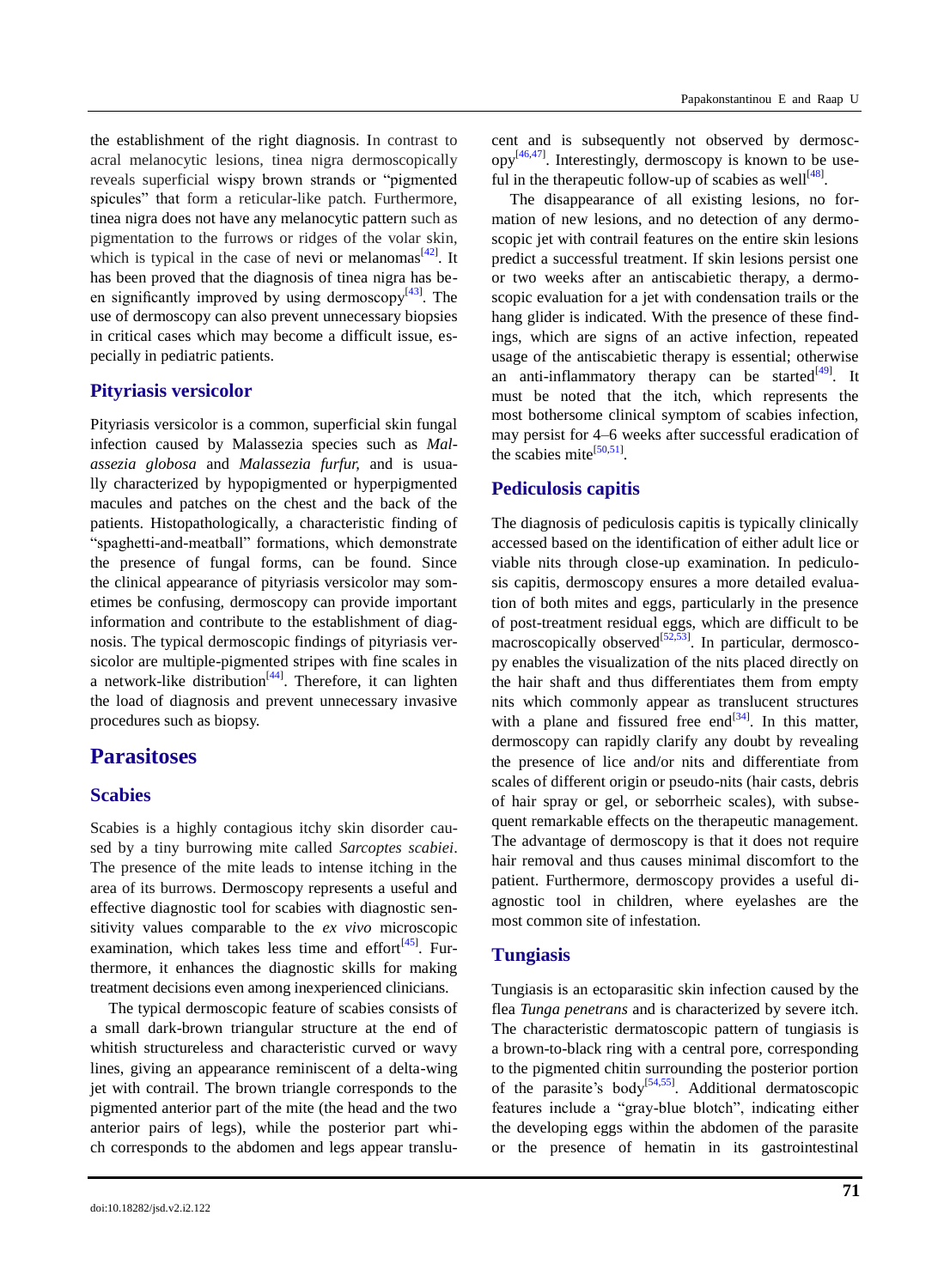the establishment of the right diagnosis. In contrast to acral melanocytic lesions, tinea nigra dermoscopically reveals superficial wispy brown strands or "pigmented spicules" that form a reticular-like patch. Furthermore, tinea nigra does not have any melanocytic pattern such as pigmentation to the furrows or ridges of the volar skin, which is typical in the case of nevi or melanomas[42]. It has been proved that the diagnosis of tinea nigra has been significantly improved by using dermoscopy[43]. The use of dermoscopy can also prevent unnecessary biopsies in critical cases which may become a difficult issue, especially in pediatric patients.

### Pityriasis versicolor

Pityriasis versicolor is a common, superficial skin fungal infection caused by Malassezia species such as *Malassezia globosa* and *Malassezia furfur,* and is usually characterized by hypopigmented or hyperpigmented macules and patches on the chest and the back of the patients. Histopathologically, a characteristic finding of "spaghetti-and-meatball" formations, which demonstrate the presence of fungal forms, can be found. Since the clinical appearance of pityriasis versicolor may sometimes be confusing, dermoscopy can provide important information and contribute to the establishment of diagnosis. The typical dermoscopic findings of pityriasis versicolor are multiple-pigmented stripes with fine scales in a network-like distribution[44]. Therefore, it can lighten the load of diagnosis and prevent unnecessary invasive procedures such as biopsy.

## Parasitoses

### Scabies

Scabies is a highly contagious itchy skin disorder caused by a tiny burrowing mite called *Sarcoptes scabiei*. The presence of the mite leads to intense itching in the area of its burrows. Dermoscopy represents a useful and effective diagnostic tool for scabies with diagnostic sensitivity values comparable to the *ex vivo* microscopic examination, which takes less time and effort[45]. Furthermore, it enhances the diagnostic skills for making treatment decisions even among inexperienced clinicians.

The typical dermoscopic feature of scabies consists of a small dark-brown triangular structure at the end of whitish structureless and characteristic curved or wavy lines, giving an appearance reminiscent of a delta-wing jet with contrail. The brown triangle corresponds to the pigmented anterior part of the mite (the head and the two anterior pairs of legs), while the posterior part which corresponds to the abdomen and legs appear translucent and is subsequently not observed by dermoscopy[46,47]. Interestingly, dermoscopy is known to be useful in the therapeutic follow-up of scabies as well[48].

The disappearance of all existing lesions, no formation of new lesions, and no detection of any dermoscopic jet with contrail features on the entire skin lesions predict a successful treatment. If skin lesions persist one or two weeks after an antiscabietic therapy, a dermoscopic evaluation for a jet with condensation trails or the hang glider is indicated. With the presence of these findings, which are signs of an active infection, repeated usage of the antiscabietic therapy is essential; otherwise an anti-inflammatory therapy can be started[49]. It must be noted that the itch, which represents the most bothersome clinical symptom of scabies infection, may persist for 4–6 weeks after successful eradication of the scabies mite[50,51].

### Pediculosis capitis

The diagnosis of pediculosis capitis is typically clinically accessed based on the identification of either adult lice or viable nits through close-up examination. In pediculosis capitis, dermoscopy ensures a more detailed evaluation of both mites and eggs, particularly in the presence of post-treatment residual eggs, which are difficult to be macroscopically observed[52,53]. In particular, dermoscopy enables the visualization of the nits placed directly on the hair shaft and thus differentiates them from empty nits which commonly appear as translucent structures with a plane and fissured free end[34]. In this matter, dermoscopy can rapidly clarify any doubt by revealing the presence of lice and/or nits and differentiate from scales of different origin or pseudo-nits (hair casts, debris of hair spray or gel, or seborrheic scales), with subsequent remarkable effects on the therapeutic management. The advantage of dermoscopy is that it does not require hair removal and thus causes minimal discomfort to the patient. Furthermore, dermoscopy provides a useful diagnostic tool in children, where eyelashes are the most common site of infestation.

### Tungiasis

Tungiasis is an ectoparasitic skin infection caused by the flea *Tunga penetrans* and is characterized by severe itch. The characteristic dermatoscopic pattern of tungiasis is a brown-to-black ring with a central pore, corresponding to the pigmented chitin surrounding the posterior portion of the parasite's body[54,55]. Additional dermatoscopic features include a "gray-blue blotch", indicating either the developing eggs within the abdomen of the parasite or the presence of hematin in its gastrointestinal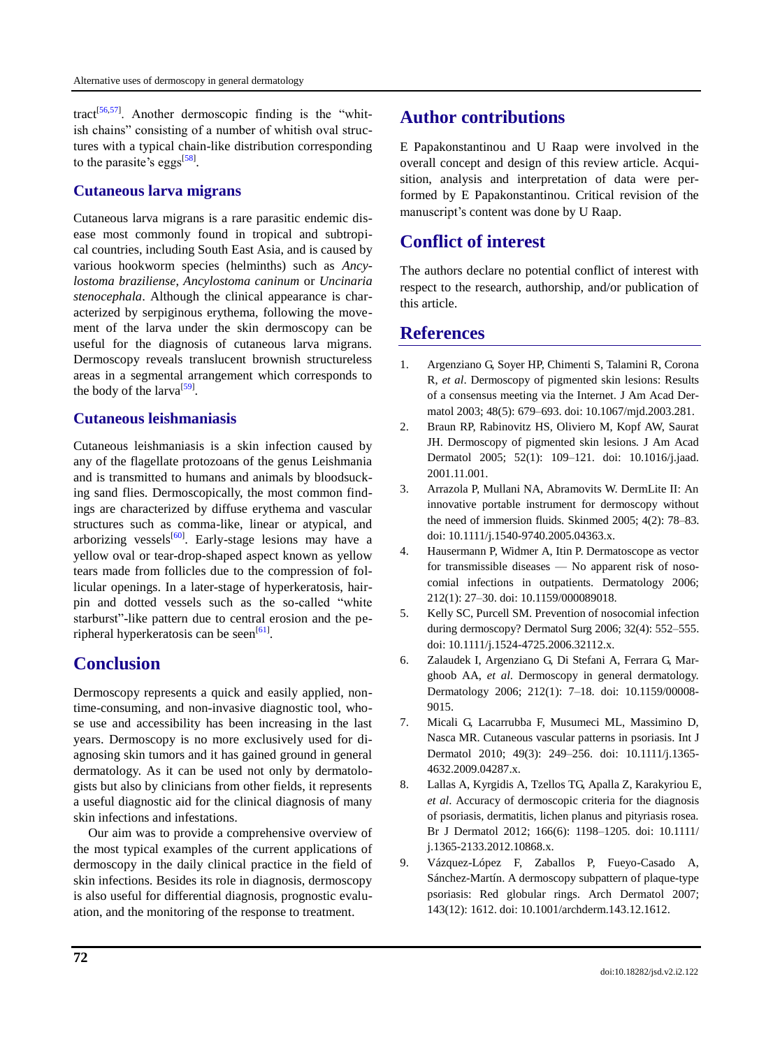tract[56,57]. Another dermoscopic finding is the "whitish chains" consisting of a number of whitish oval structures with a typical chain-like distribution corresponding to the parasite's eggs[58].

### Cutaneous larva migrans

Cutaneous larva migrans is a rare parasitic endemic disease most commonly found in tropical and subtropical countries, including South East Asia, and is caused by various hookworm species (helminths) such as *Ancylostoma braziliense*, *Ancylostoma caninum* or *Uncinaria stenocephala*. Although the clinical appearance is characterized by serpiginous erythema, following the movement of the larva under the skin dermoscopy can be useful for the diagnosis of cutaneous larva migrans. Dermoscopy reveals translucent brownish structureless areas in a segmental arrangement which corresponds to the body of the larva[59].

### Cutaneous leishmaniasis

Cutaneous leishmaniasis is a skin infection caused by any of the flagellate protozoans of the genus Leishmania and is transmitted to humans and animals by bloodsucking sand flies. Dermoscopically, the most common findings are characterized by diffuse erythema and vascular structures such as comma-like, linear or atypical, and arborizing vessels[60]. Early-stage lesions may have a yellow oval or tear-drop-shaped aspect known as yellow tears made from follicles due to the compression of follicular openings. In a later-stage of hyperkeratosis, hairpin and dotted vessels such as the so-called "white starburst"-like pattern due to central erosion and the peripheral hyperkeratosis can be seen[61].

## Conclusion

Dermoscopy represents a quick and easily applied, non-time-consuming, and non-invasive diagnostic tool, whose use and accessibility has been increasing in the last years. Dermoscopy is no more exclusively used for diagnosing skin tumors and it has gained ground in general dermatology. As it can be used not only by dermatologists but also by clinicians from other fields, it represents a useful diagnostic aid for the clinical diagnosis of many skin infections and infestations.

Our aim was to provide a comprehensive overview of the most typical examples of the current applications of dermoscopy in the daily clinical practice in the field of skin infections. Besides its role in diagnosis, dermoscopy is also useful for differential diagnosis, prognostic evaluation, and the monitoring of the response to treatment.

## Author contributions

E Papakonstantinou and U Raap were involved in the overall concept and design of this review article. Acquisition, analysis and interpretation of data were performed by E Papakonstantinou. Critical revision of the manuscript's content was done by U Raap.

## Conflict of interest

The authors declare no potential conflict of interest with respect to the research, authorship, and/or publication of this article.

## References

1. Argenziano G, Soyer HP, Chimenti S, Talamini R, Corona R, *et al*. Dermoscopy of pigmented skin lesions: Results of a consensus meeting via the Internet. J Am Acad Dermatol 2003; 48(5): 679–693. doi: 10.1067/mjd.2003.281.
2. Braun RP, Rabinovitz HS, Oliviero M, Kopf AW, Saurat JH. Dermoscopy of pigmented skin lesions. J Am Acad Dermatol 2005; 52(1): 109–121. doi: 10.1016/j.jaad.2001.11.001.
3. Arrazola P, Mullani NA, Abramovits W. DermLite II: An innovative portable instrument for dermoscopy without the need of immersion fluids. Skinmed 2005; 4(2): 78–83. doi: 10.1111/j.1540-9740.2005.04363.x.
4. Hausermann P, Widmer A, Itin P. Dermatoscope as vector for transmissible diseases — No apparent risk of nosocomial infections in outpatients. Dermatology 2006; 212(1): 27–30. doi: 10.1159/000089018.
5. Kelly SC, Purcell SM. Prevention of nosocomial infection during dermoscopy? Dermatol Surg 2006; 32(4): 552–555. doi: 10.1111/j.1524-4725.2006.32112.x.
6. Zalaudek I, Argenziano G, Di Stefani A, Ferrara G, Marghoob AA, *et al*. Dermoscopy in general dermatology. Dermatology 2006; 212(1): 7–18. doi: 10.1159/000089015.
7. Micali G, Lacarrubba F, Musumeci ML, Massimino D, Nasca MR. Cutaneous vascular patterns in psoriasis. Int J Dermatol 2010; 49(3): 249–256. doi: 10.1111/j.1365-4632.2009.04287.x.
8. Lallas A, Kyrgidis A, Tzellos TG, Apalla Z, Karakyriou E, *et al*. Accuracy of dermoscopic criteria for the diagnosis of psoriasis, dermatitis, lichen planus and pityriasis rosea. Br J Dermatol 2012; 166(6): 1198–1205. doi: 10.1111/j.1365-2133.2012.10868.x.
9. Vázquez-López F, Zaballos P, Fueyo-Casado A, Sánchez-Martín. A dermoscopy subpattern of plaque-type psoriasis: Red globular rings. Arch Dermatol 2007; 143(12): 1612. doi: 10.1001/archderm.143.12.1612.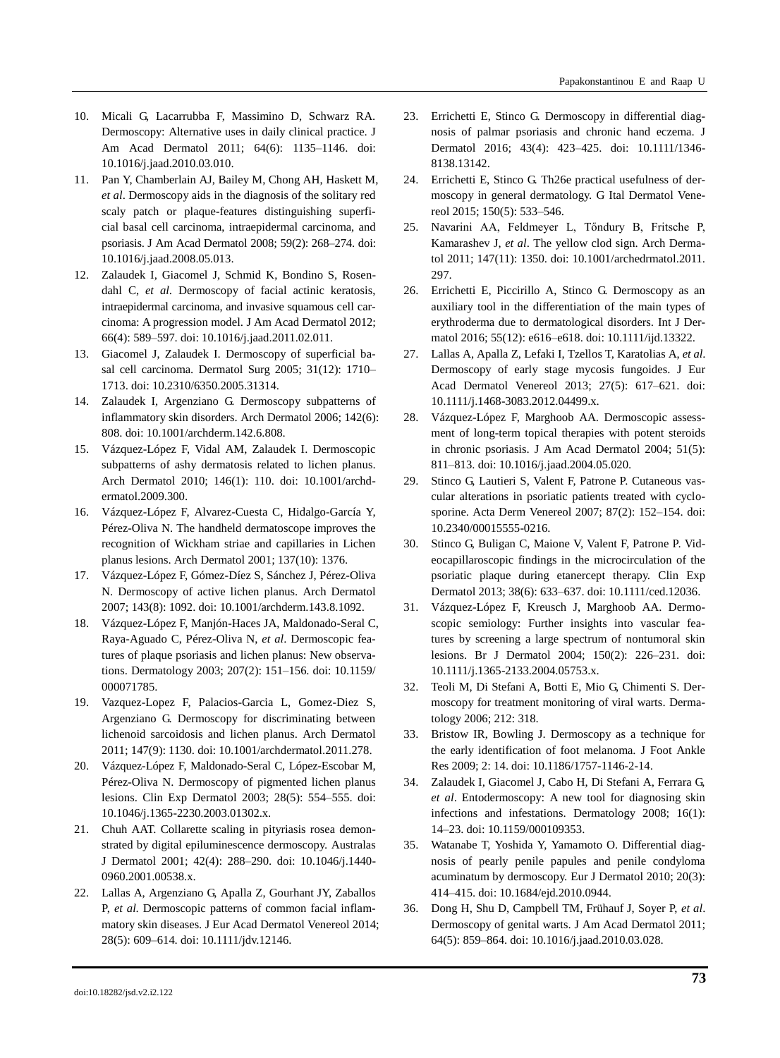10. Micali G, Lacarrubba F, Massimino D, Schwarz RA. Dermoscopy: Alternative uses in daily clinical practice. J Am Acad Dermatol 2011; 64(6): 1135–1146. doi: 10.1016/j.jaad.2010.03.010.
11. Pan Y, Chamberlain AJ, Bailey M, Chong AH, Haskett M, *et al*. Dermoscopy aids in the diagnosis of the solitary red scaly patch or plaque-features distinguishing superficial basal cell carcinoma, intraepidermal carcinoma, and psoriasis. J Am Acad Dermatol 2008; 59(2): 268–274. doi: 10.1016/j.jaad.2008.05.013.
12. Zalaudek I, Giacomel J, Schmid K, Bondino S, Rosendahl C, *et al*. Dermoscopy of facial actinic keratosis, intraepidermal carcinoma, and invasive squamous cell carcinoma: A progression model. J Am Acad Dermatol 2012; 66(4): 589–597. doi: 10.1016/j.jaad.2011.02.011.
13. Giacomel J, Zalaudek I. Dermoscopy of superficial basal cell carcinoma. Dermatol Surg 2005; 31(12): 1710–1713. doi: 10.2310/6350.2005.31314.
14. Zalaudek I, Argenziano G. Dermoscopy subpatterns of inflammatory skin disorders. Arch Dermatol 2006; 142(6): 808. doi: 10.1001/archderm.142.6.808.
15. Vázquez-López F, Vidal AM, Zalaudek I. Dermoscopic subpatterns of ashy dermatosis related to lichen planus. Arch Dermatol 2010; 146(1): 110. doi: 10.1001/archdermatol.2009.300.
16. Vázquez-López F, Alvarez-Cuesta C, Hidalgo-García Y, Pérez-Oliva N. The handheld dermatoscope improves the recognition of Wickham striae and capillaries in Lichen planus lesions. Arch Dermatol 2001; 137(10): 1376.
17. Vázquez-López F, Gómez-Díez S, Sánchez J, Pérez-Oliva N. Dermoscopy of active lichen planus. Arch Dermatol 2007; 143(8): 1092. doi: 10.1001/archderm.143.8.1092.
18. Vázquez-López F, Manjón-Haces JA, Maldonado-Seral C, Raya-Aguado C, Pérez-Oliva N, *et al*. Dermoscopic features of plaque psoriasis and lichen planus: New observations. Dermatology 2003; 207(2): 151–156. doi: 10.1159/000071785.
19. Vazquez-Lopez F, Palacios-Garcia L, Gomez-Diez S, Argenziano G. Dermoscopy for discriminating between lichenoid sarcoidosis and lichen planus. Arch Dermatol 2011; 147(9): 1130. doi: 10.1001/archdermatol.2011.278.
20. Vázquez-López F, Maldonado-Seral C, López-Escobar M, Pérez-Oliva N. Dermoscopy of pigmented lichen planus lesions. Clin Exp Dermatol 2003; 28(5): 554–555. doi: 10.1046/j.1365-2230.2003.01302.x.
21. Chuh AAT. Collarette scaling in pityriasis rosea demonstrated by digital epiluminescence dermoscopy. Australas J Dermatol 2001; 42(4): 288–290. doi: 10.1046/j.1440-0960.2001.00538.x.
22. Lallas A, Argenziano G, Apalla Z, Gourhant JY, Zaballos P, *et al.* Dermoscopic patterns of common facial inflammatory skin diseases. J Eur Acad Dermatol Venereol 2014; 28(5): 609–614. doi: 10.1111/jdv.12146.
23. Errichetti E, Stinco G. Dermoscopy in differential diagnosis of palmar psoriasis and chronic hand eczema. J Dermatol 2016; 43(4): 423–425. doi: 10.1111/1346-8138.13142.
24. Errichetti E, Stinco G. Th26e practical usefulness of dermoscopy in general dermatology. G Ital Dermatol Venereol 2015; 150(5): 533–546.
25. Navarini AA, Feldmeyer L, Tőndury B, Fritsche P, Kamarashev J, *et al*. The yellow clod sign. Arch Dermatol 2011; 147(11): 1350. doi: 10.1001/archedrmatol.2011.297.
26. Errichetti E, Piccirillo A, Stinco G. Dermoscopy as an auxiliary tool in the differentiation of the main types of erythroderma due to dermatological disorders. Int J Dermatol 2016; 55(12): e616–e618. doi: 10.1111/ijd.13322.
27. Lallas A, Apalla Z, Lefaki I, Tzellos T, Karatolias A, *et al*. Dermoscopy of early stage mycosis fungoides. J Eur Acad Dermatol Venereol 2013; 27(5): 617–621. doi: 10.1111/j.1468-3083.2012.04499.x.
28. Vázquez-López F, Marghoob AA. Dermoscopic assessment of long-term topical therapies with potent steroids in chronic psoriasis. J Am Acad Dermatol 2004; 51(5): 811–813. doi: 10.1016/j.jaad.2004.05.020.
29. Stinco G, Lautieri S, Valent F, Patrone P. Cutaneous vascular alterations in psoriatic patients treated with cyclosporine. Acta Derm Venereol 2007; 87(2): 152–154. doi: 10.2340/00015555-0216.
30. Stinco G, Buligan C, Maione V, Valent F, Patrone P. Videocapillaroscopic findings in the microcirculation of the psoriatic plaque during etanercept therapy. Clin Exp Dermatol 2013; 38(6): 633–637. doi: 10.1111/ced.12036.
31. Vázquez-López F, Kreusch J, Marghoob AA. Dermoscopic semiology: Further insights into vascular features by screening a large spectrum of nontumoral skin lesions. Br J Dermatol 2004; 150(2): 226–231. doi: 10.1111/j.1365-2133.2004.05753.x.
32. Teoli M, Di Stefani A, Botti E, Mio G, Chimenti S. Dermoscopy for treatment monitoring of viral warts. Dermatology 2006; 212: 318.
33. Bristow IR, Bowling J. Dermoscopy as a technique for the early identification of foot melanoma. J Foot Ankle Res 2009; 2: 14. doi: 10.1186/1757-1146-2-14.
34. Zalaudek I, Giacomel J, Cabo H, Di Stefani A, Ferrara G, *et al*. Entodermoscopy: A new tool for diagnosing skin infections and infestations. Dermatology 2008; 16(1): 14–23. doi: 10.1159/000109353.
35. Watanabe T, Yoshida Y, Yamamoto O. Differential diagnosis of pearly penile papules and penile condyloma acuminatum by dermoscopy. Eur J Dermatol 2010; 20(3): 414–415. doi: 10.1684/ejd.2010.0944.
36. Dong H, Shu D, Campbell TM, Frühauf J, Soyer P, *et al*. Dermoscopy of genital warts. J Am Acad Dermatol 2011; 64(5): 859–864. doi: 10.1016/j.jaad.2010.03.028.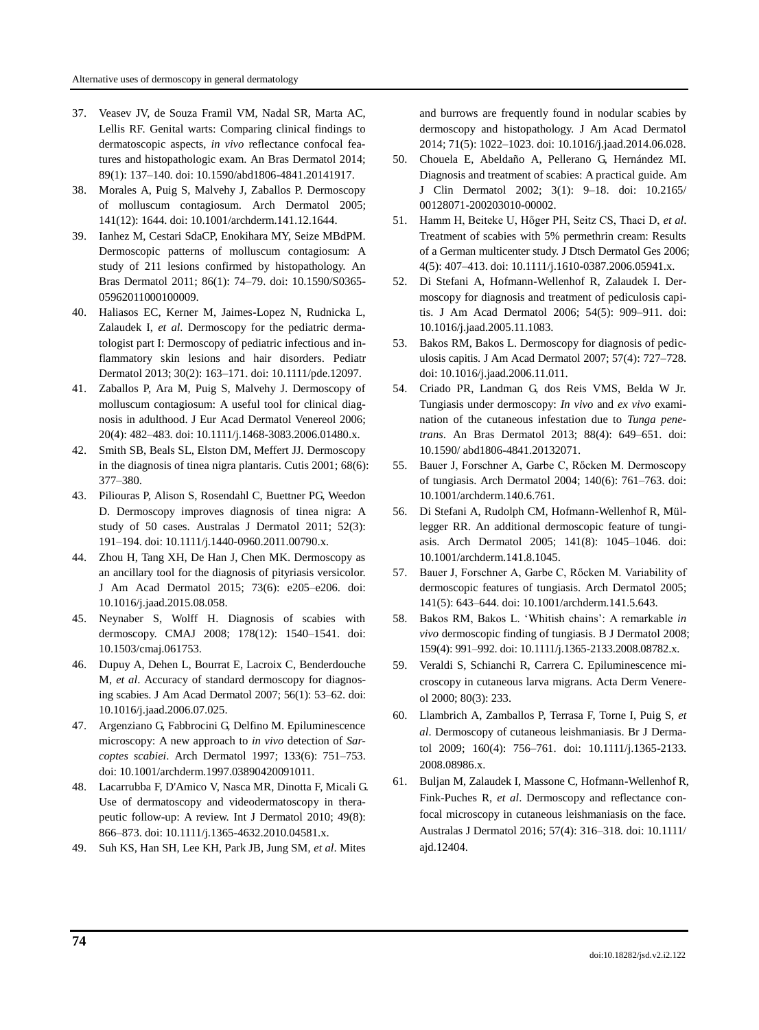37. Veasev JV, de Souza Framil VM, Nadal SR, Marta AC, Lellis RF. Genital warts: Comparing clinical findings to dermatoscopic aspects, *in vivo* reflectance confocal features and histopathologic exam. An Bras Dermatol 2014; 89(1): 137–140. doi: 10.1590/abd1806-4841.20141917.
38. Morales A, Puig S, Malvehy J, Zaballos P. Dermoscopy of molluscum contagiosum. Arch Dermatol 2005; 141(12): 1644. doi: 10.1001/archderm.141.12.1644.
39. Ianhez M, Cestari SdaCP, Enokihara MY, Seize MBdPM. Dermoscopic patterns of molluscum contagiosum: A study of 211 lesions confirmed by histopathology. An Bras Dermatol 2011; 86(1): 74–79. doi: 10.1590/S0365-05962011000100009.
40. Haliasos EC, Kerner M, Jaimes-Lopez N, Rudnicka L, Zalaudek I, *et al*. Dermoscopy for the pediatric dermatologist part I: Dermoscopy of pediatric infectious and inflammatory skin lesions and hair disorders. Pediatr Dermatol 2013; 30(2): 163–171. doi: 10.1111/pde.12097.
41. Zaballos P, Ara M, Puig S, Malvehy J. Dermoscopy of molluscum contagiosum: A useful tool for clinical diagnosis in adulthood. J Eur Acad Dermatol Venereol 2006; 20(4): 482–483. doi: 10.1111/j.1468-3083.2006.01480.x.
42. Smith SB, Beals SL, Elston DM, Meffert JJ. Dermoscopy in the diagnosis of tinea nigra plantaris. Cutis 2001; 68(6): 377–380.
43. Piliouras P, Alison S, Rosendahl C, Buettner PG, Weedon D. Dermoscopy improves diagnosis of tinea nigra: A study of 50 cases. Australas J Dermatol 2011; 52(3): 191–194. doi: 10.1111/j.1440-0960.2011.00790.x.
44. Zhou H, Tang XH, De Han J, Chen MK. Dermoscopy as an ancillary tool for the diagnosis of pityriasis versicolor. J Am Acad Dermatol 2015; 73(6): e205–e206. doi: 10.1016/j.jaad.2015.08.058.
45. Neynaber S, Wolff H. Diagnosis of scabies with dermoscopy. CMAJ 2008; 178(12): 1540–1541. doi: 10.1503/cmaj.061753.
46. Dupuy A, Dehen L, Bourrat E, Lacroix C, Benderdouche M, *et al*. Accuracy of standard dermoscopy for diagnosing scabies. J Am Acad Dermatol 2007; 56(1): 53–62. doi: 10.1016/j.jaad.2006.07.025.
47. Argenziano G, Fabbrocini G, Delfino M. Epiluminescence microscopy: A new approach to *in vivo* detection of *Sarcoptes scabiei*. Arch Dermatol 1997; 133(6): 751–753. doi: 10.1001/archderm.1997.03890420091011.
48. Lacarrubba F, D'Amico V, Nasca MR, Dinotta F, Micali G. Use of dermatoscopy and videodermatoscopy in therapeutic follow-up: A review. Int J Dermatol 2010; 49(8): 866–873. doi: 10.1111/j.1365-4632.2010.04581.x.
49. Suh KS, Han SH, Lee KH, Park JB, Jung SM, *et al*. Mites and burrows are frequently found in nodular scabies by dermoscopy and histopathology. J Am Acad Dermatol 2014; 71(5): 1022–1023. doi: 10.1016/j.jaad.2014.06.028.
50. Chouela E, Abeldaño A, Pellerano G, Hernández MI. Diagnosis and treatment of scabies: A practical guide. Am J Clin Dermatol 2002; 3(1): 9–18. doi: 10.2165/00128071-200203010-00002.
51. Hamm H, Beiteke U, Hőger PH, Seitz CS, Thaci D, *et al*. Treatment of scabies with 5% permethrin cream: Results of a German multicenter study. J Dtsch Dermatol Ges 2006; 4(5): 407–413. doi: 10.1111/j.1610-0387.2006.05941.x.
52. Di Stefani A, Hofmann-Wellenhof R, Zalaudek I. Dermoscopy for diagnosis and treatment of pediculosis capitis. J Am Acad Dermatol 2006; 54(5): 909–911. doi: 10.1016/j.jaad.2005.11.1083.
53. Bakos RM, Bakos L. Dermoscopy for diagnosis of pediculosis capitis. J Am Acad Dermatol 2007; 57(4): 727–728. doi: 10.1016/j.jaad.2006.11.011.
54. Criado PR, Landman G, dos Reis VMS, Belda W Jr. Tungiasis under dermoscopy: *In vivo* and *ex vivo* examination of the cutaneous infestation due to *Tunga penetrans*. An Bras Dermatol 2013; 88(4): 649–651. doi: 10.1590/ abd1806-4841.20132071.
55. Bauer J, Forschner A, Garbe C, Rőcken M. Dermoscopy of tungiasis. Arch Dermatol 2004; 140(6): 761–763. doi: 10.1001/archderm.140.6.761.
56. Di Stefani A, Rudolph CM, Hofmann-Wellenhof R, Müllegger RR. An additional dermoscopic feature of tungiasis. Arch Dermatol 2005; 141(8): 1045–1046. doi: 10.1001/archderm.141.8.1045.
57. Bauer J, Forschner A, Garbe C, Rőcken M. Variability of dermoscopic features of tungiasis. Arch Dermatol 2005; 141(5): 643–644. doi: 10.1001/archderm.141.5.643.
58. Bakos RM, Bakos L. 'Whitish chains': A remarkable *in vivo* dermoscopic finding of tungiasis. B J Dermatol 2008; 159(4): 991–992. doi: 10.1111/j.1365-2133.2008.08782.x.
59. Veraldi S, Schianchi R, Carrera C. Epiluminescence microscopy in cutaneous larva migrans. Acta Derm Venereol 2000; 80(3): 233.
60. Llambrich A, Zamballos P, Terrasa F, Torne I, Puig S, *et al*. Dermoscopy of cutaneous leishmaniasis. Br J Dermatol 2009; 160(4): 756–761. doi: 10.1111/j.1365-2133.2008.08986.x.
61. Buljan M, Zalaudek I, Massone C, Hofmann-Wellenhof R, Fink-Puches R, *et al*. Dermoscopy and reflectance confocal microscopy in cutaneous leishmaniasis on the face. Australas J Dermatol 2016; 57(4): 316–318. doi: 10.1111/ajd.12404.